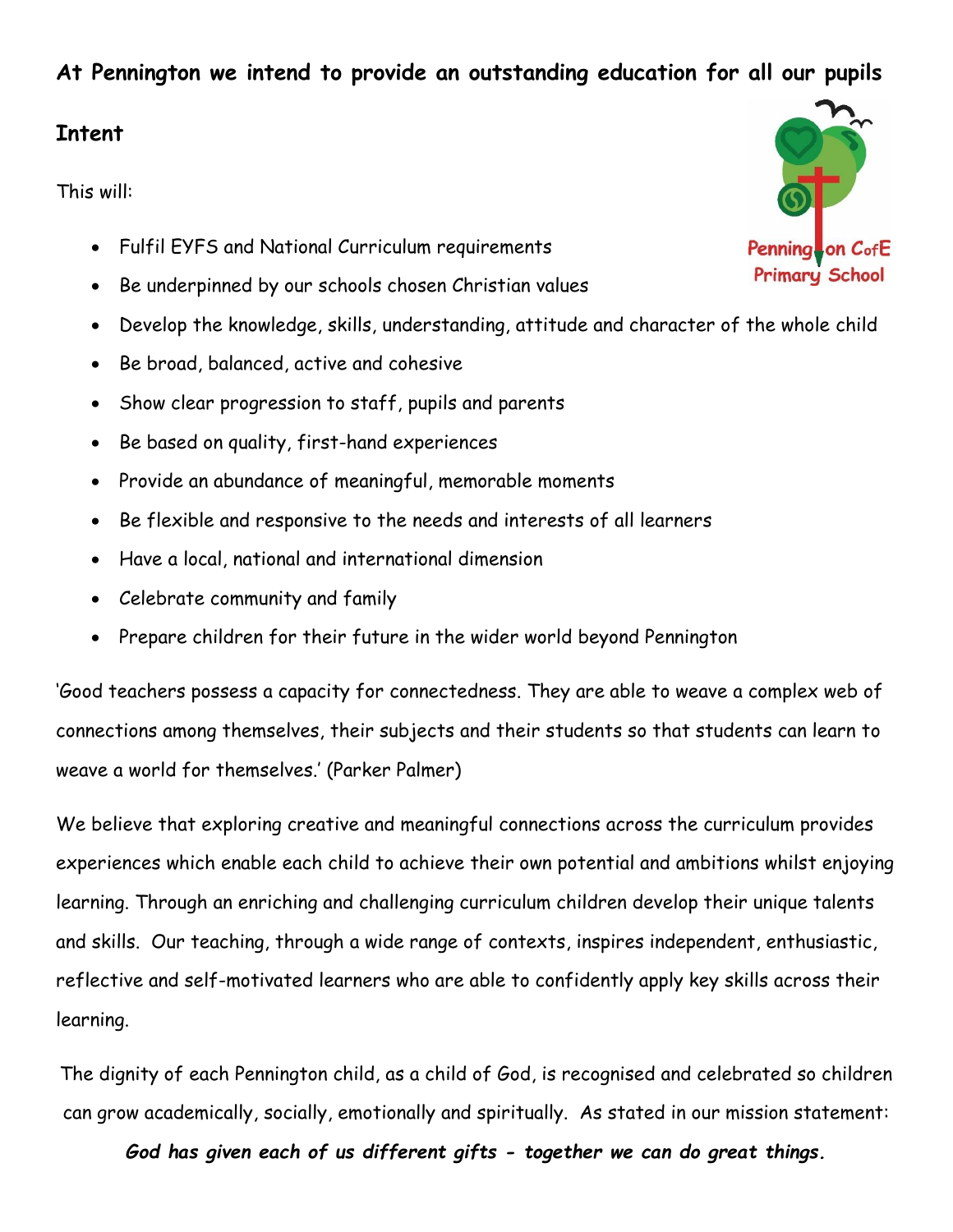**At Pennington we intend to provide an outstanding education for all our pupils**

## Intent

This will:

- Fulfil EYFS and National Curriculum requirements
- Be underpinned by our schools chosen Christian values
- Develop the knowledge, skills, understanding, attitude and character of the whole child
- Be broad, balanced, active and cohesive
- Show clear progression to staff, pupils and parents
- Be based on quality, first-hand experiences
- Provide an abundance of meaningful, memorable moments
- Be flexible and responsive to the needs and interests of all learners
- Have a local, national and international dimension
- Celebrate community and family
- Prepare children for their future in the wider world beyond Pennington

'Good teachers possess a capacity for connectedness. They are able to weave a complex web of connections among themselves, their subjects and their students so that students can learn to weave a world for themselves.' (Parker Palmer)

We believe that exploring creative and meaningful connections across the curriculum provides experiences which enable each child to achieve their own potential and ambitions whilst enjoying learning. Through an enriching and challenging curriculum children develop their unique talents and skills. Our teaching, through a wide range of contexts, inspires independent, enthusiastic, reflective and self-motivated learners who are able to confidently apply key skills across their learning.

The dignity of each Pennington child, as a child of God, is recognised and celebrated so children can grow academically, socially, emotionally and spiritually. As stated in our mission statement:

***God has given each of us different gifts - together we can do great things.***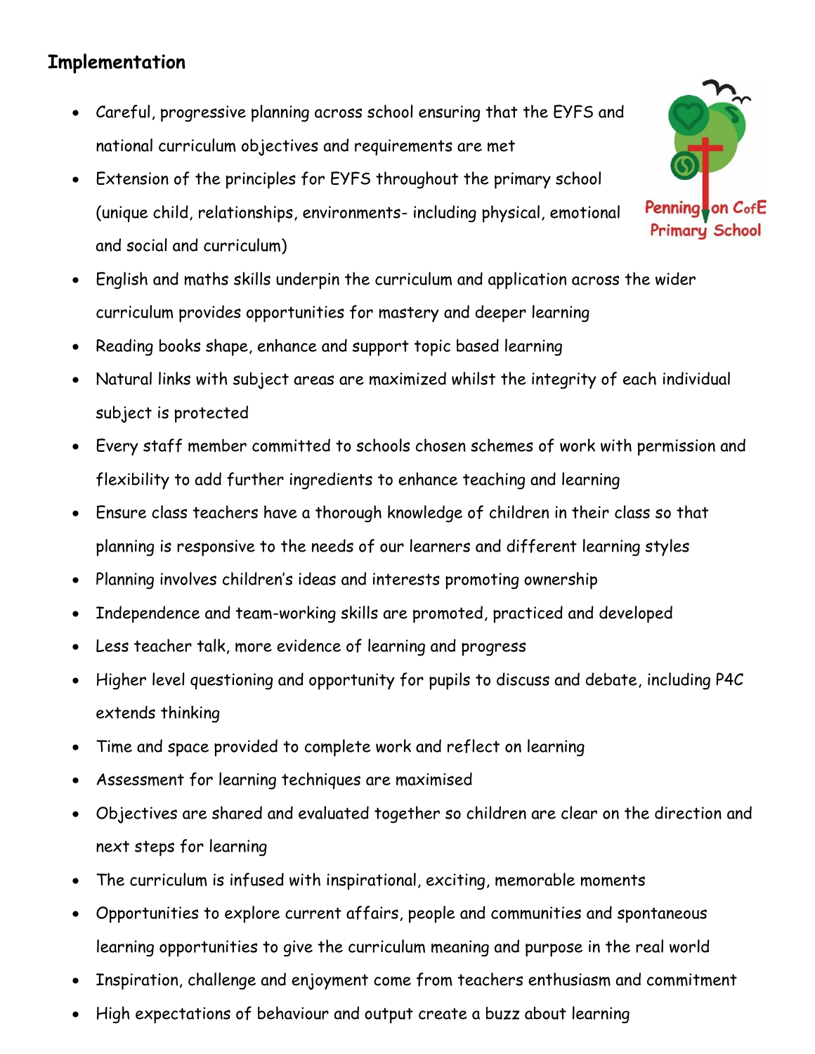## Implementation

- Careful, progressive planning across school ensuring that the EYFS and national curriculum objectives and requirements are met
- Extension of the principles for EYFS throughout the primary school (unique child, relationships, environments- including physical, emotional and social and curriculum)
- English and maths skills underpin the curriculum and application across the wider curriculum provides opportunities for mastery and deeper learning
- Reading books shape, enhance and support topic based learning
- Natural links with subject areas are maximized whilst the integrity of each individual subject is protected
- Every staff member committed to schools chosen schemes of work with permission and flexibility to add further ingredients to enhance teaching and learning
- Ensure class teachers have a thorough knowledge of children in their class so that planning is responsive to the needs of our learners and different learning styles
- Planning involves children's ideas and interests promoting ownership
- Independence and team-working skills are promoted, practiced and developed
- Less teacher talk, more evidence of learning and progress
- Higher level questioning and opportunity for pupils to discuss and debate, including P4C extends thinking
- Time and space provided to complete work and reflect on learning
- Assessment for learning techniques are maximised
- Objectives are shared and evaluated together so children are clear on the direction and next steps for learning
- The curriculum is infused with inspirational, exciting, memorable moments
- Opportunities to explore current affairs, people and communities and spontaneous learning opportunities to give the curriculum meaning and purpose in the real world
- Inspiration, challenge and enjoyment come from teachers enthusiasm and commitment
- High expectations of behaviour and output create a buzz about learning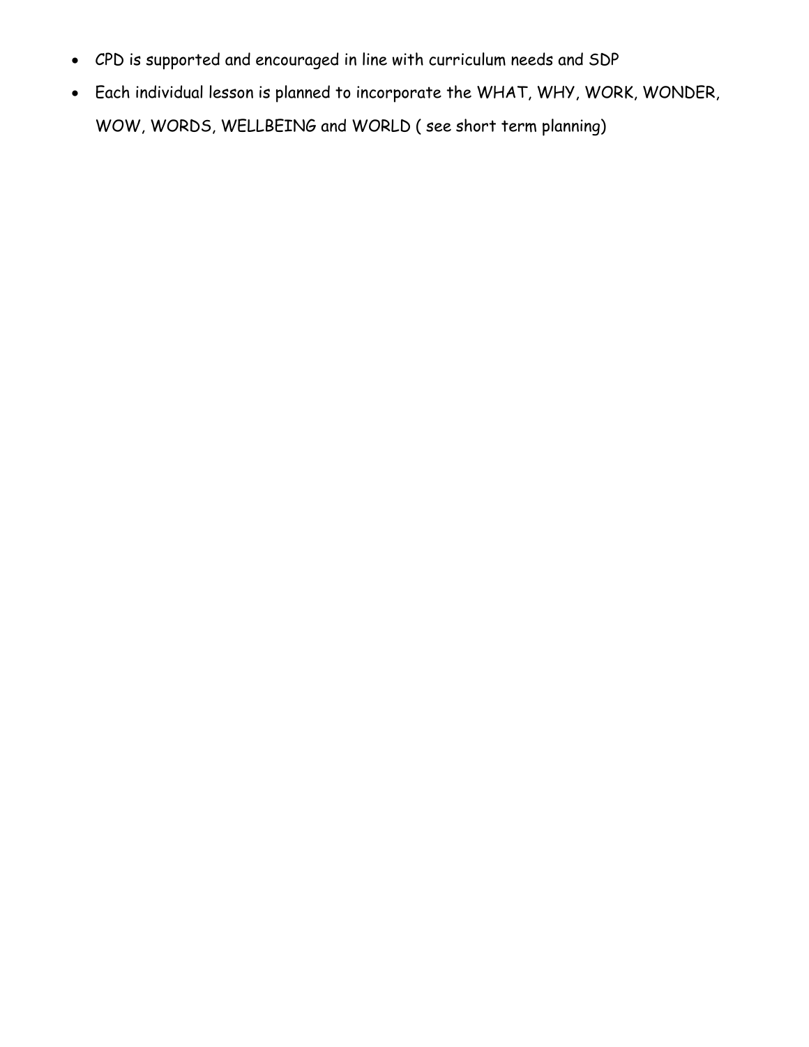- CPD is supported and encouraged in line with curriculum needs and SDP
- Each individual lesson is planned to incorporate the WHAT, WHY, WORK, WONDER, WOW, WORDS, WELLBEING and WORLD ( see short term planning)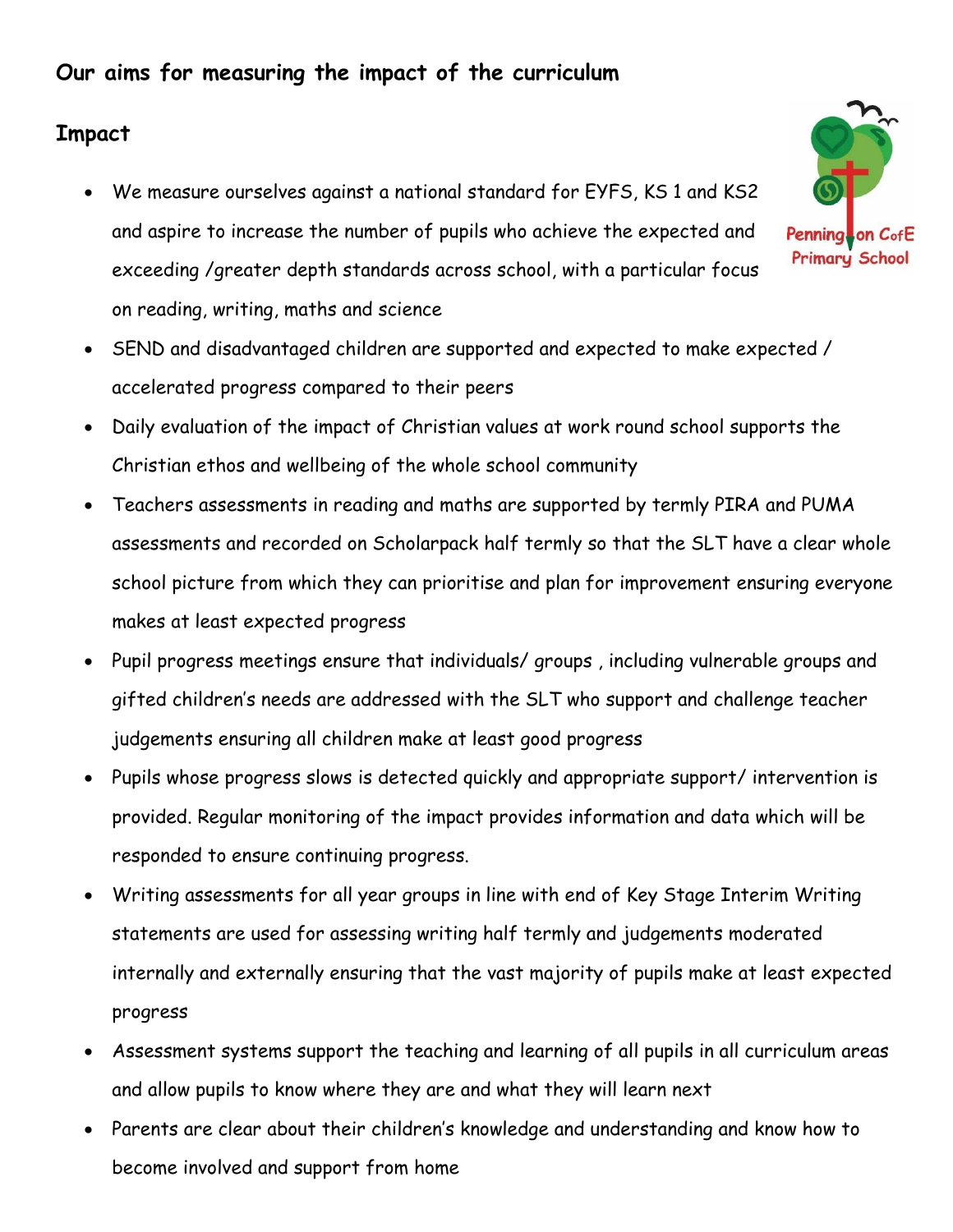## Our aims for measuring the impact of the curriculum

### Impact

- We measure ourselves against a national standard for EYFS, KS 1 and KS2 and aspire to increase the number of pupils who achieve the expected and exceeding /greater depth standards across school, with a particular focus on reading, writing, maths and science
- SEND and disadvantaged children are supported and expected to make expected / accelerated progress compared to their peers
- Daily evaluation of the impact of Christian values at work round school supports the Christian ethos and wellbeing of the whole school community
- Teachers assessments in reading and maths are supported by termly PIRA and PUMA assessments and recorded on Scholarpack half termly so that the SLT have a clear whole school picture from which they can prioritise and plan for improvement ensuring everyone makes at least expected progress
- Pupil progress meetings ensure that individuals/ groups , including vulnerable groups and gifted children's needs are addressed with the SLT who support and challenge teacher judgements ensuring all children make at least good progress
- Pupils whose progress slows is detected quickly and appropriate support/ intervention is provided. Regular monitoring of the impact provides information and data which will be responded to ensure continuing progress.
- Writing assessments for all year groups in line with end of Key Stage Interim Writing statements are used for assessing writing half termly and judgements moderated internally and externally ensuring that the vast majority of pupils make at least expected progress
- Assessment systems support the teaching and learning of all pupils in all curriculum areas and allow pupils to know where they are and what they will learn next
- Parents are clear about their children's knowledge and understanding and know how to become involved and support from home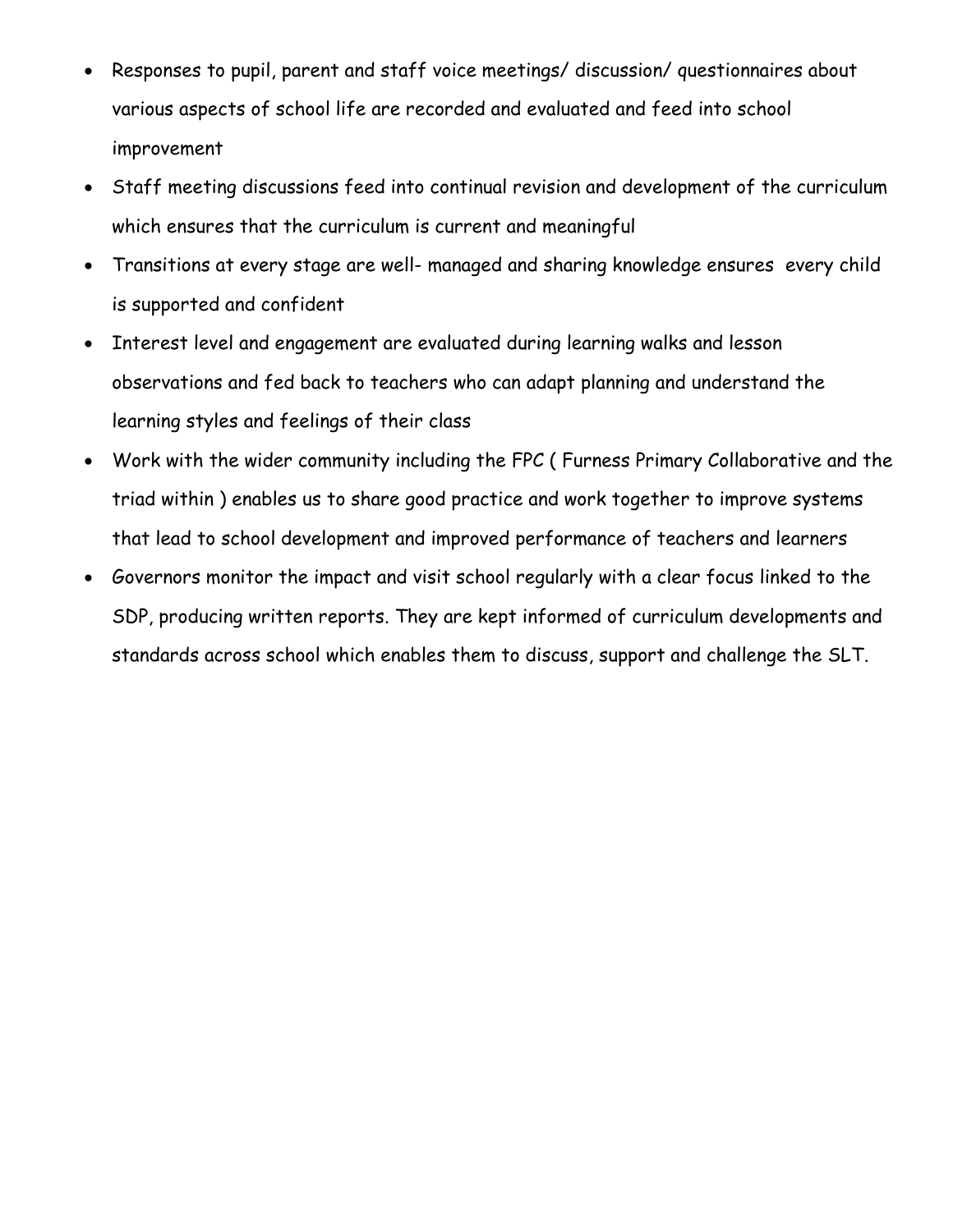- Responses to pupil, parent and staff voice meetings/ discussion/ questionnaires about various aspects of school life are recorded and evaluated and feed into school improvement
- Staff meeting discussions feed into continual revision and development of the curriculum which ensures that the curriculum is current and meaningful
- Transitions at every stage are well- managed and sharing knowledge ensures every child is supported and confident
- Interest level and engagement are evaluated during learning walks and lesson observations and fed back to teachers who can adapt planning and understand the learning styles and feelings of their class
- Work with the wider community including the FPC ( Furness Primary Collaborative and the triad within ) enables us to share good practice and work together to improve systems that lead to school development and improved performance of teachers and learners
- Governors monitor the impact and visit school regularly with a clear focus linked to the SDP, producing written reports. They are kept informed of curriculum developments and standards across school which enables them to discuss, support and challenge the SLT.